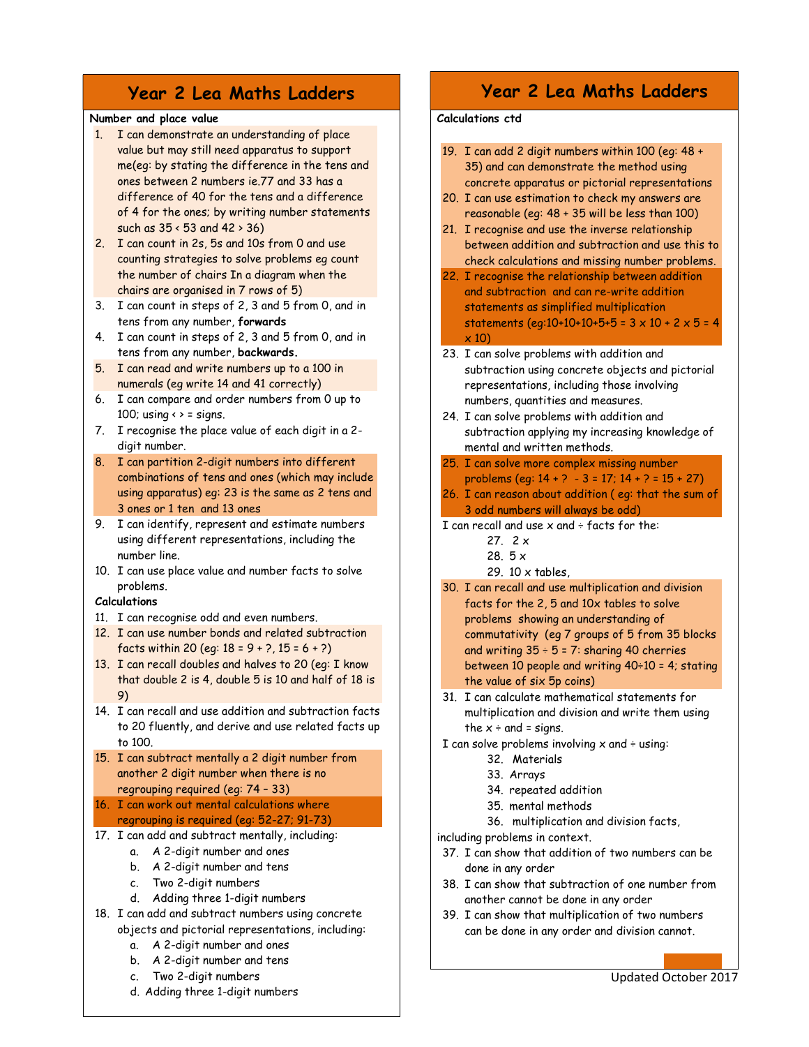# Year 2 Lea Maths Ladders

**Number and place value**

1. I can demonstrate an understanding of place value but may still need apparatus to support me(eg: by stating the difference in the tens and ones between 2 numbers ie.77 and 33 has a difference of 40 for the tens and a difference of 4 for the ones; by writing number statements such as 35 < 53 and 42 > 36)
2. I can count in 2s, 5s and 10s from 0 and use counting strategies to solve problems eg count the number of chairs In a diagram when the chairs are organised in 7 rows of 5)
3. I can count in steps of 2, 3 and 5 from 0, and in tens from any number, **forwards**
4. I can count in steps of 2, 3 and 5 from 0, and in tens from any number, **backwards.**
5. I can read and write numbers up to a 100 in numerals (eg write 14 and 41 correctly)
6. I can compare and order numbers from 0 up to 100; using < > = signs.
7. I recognise the place value of each digit in a 2-digit number.
8. I can partition 2-digit numbers into different combinations of tens and ones (which may include using apparatus) eg: 23 is the same as 2 tens and 3 ones or 1 ten and 13 ones
9. I can identify, represent and estimate numbers using different representations, including the number line.
10. I can use place value and number facts to solve problems.

**Calculations**

11. I can recognise odd and even numbers.
12. I can use number bonds and related subtraction facts within 20 (eg: 18 = 9 + ?, 15 = 6 + ?)
13. I can recall doubles and halves to 20 (eg: I know that double 2 is 4, double 5 is 10 and half of 18 is 9)
14. I can recall and use addition and subtraction facts to 20 fluently, and derive and use related facts up to 100.
15. I can subtract mentally a 2 digit number from another 2 digit number when there is no regrouping required (eg: 74 – 33)
16. I can work out mental calculations where regrouping is required (eg: 52-27; 91-73)
17. I can add and subtract mentally, including:
    a. A 2-digit number and ones
    b. A 2-digit number and tens
    c. Two 2-digit numbers
    d. Adding three 1-digit numbers
18. I can add and subtract numbers using concrete objects and pictorial representations, including:
    a. A 2-digit number and ones
    b. A 2-digit number and tens
    c. Two 2-digit numbers
    d. Adding three 1-digit numbers

# Year 2 Lea Maths Ladders

**Calculations ctd**

19. I can add 2 digit numbers within 100 (eg: 48 + 35) and can demonstrate the method using concrete apparatus or pictorial representations
20. I can use estimation to check my answers are reasonable (eg: 48 + 35 will be less than 100)
21. I recognise and use the inverse relationship between addition and subtraction and use this to check calculations and missing number problems.
22. I recognise the relationship between addition and subtraction and can re-write addition statements as simplified multiplication statements (eg:10+10+10+5+5 = 3 x 10 + 2 x 5 = 4 x 10)
23. I can solve problems with addition and subtraction using concrete objects and pictorial representations, including those involving numbers, quantities and measures.
24. I can solve problems with addition and subtraction applying my increasing knowledge of mental and written methods.
25. I can solve more complex missing number problems (eg: 14 + ? - 3 = 17; 14 + ? = 15 + 27)
26. I can reason about addition ( eg: that the sum of 3 odd numbers will always be odd)

I can recall and use x and ÷ facts for the:

27. 2 x
28. 5 x
29. 10 x tables,
30. I can recall and use multiplication and division facts for the 2, 5 and 10x tables to solve problems showing an understanding of commutativity (eg 7 groups of 5 from 35 blocks and writing 35 ÷ 5 = 7: sharing 40 cherries between 10 people and writing 40÷10 = 4; stating the value of six 5p coins)
31. I can calculate mathematical statements for multiplication and division and write them using the x ÷ and = signs.

I can solve problems involving x and ÷ using:

32. Materials
33. Arrays
34. repeated addition
35. mental methods
36. multiplication and division facts,

including problems in context.

37. I can show that addition of two numbers can be done in any order
38. I can show that subtraction of one number from another cannot be done in any order
39. I can show that multiplication of two numbers can be done in any order and division cannot.

Updated October 2017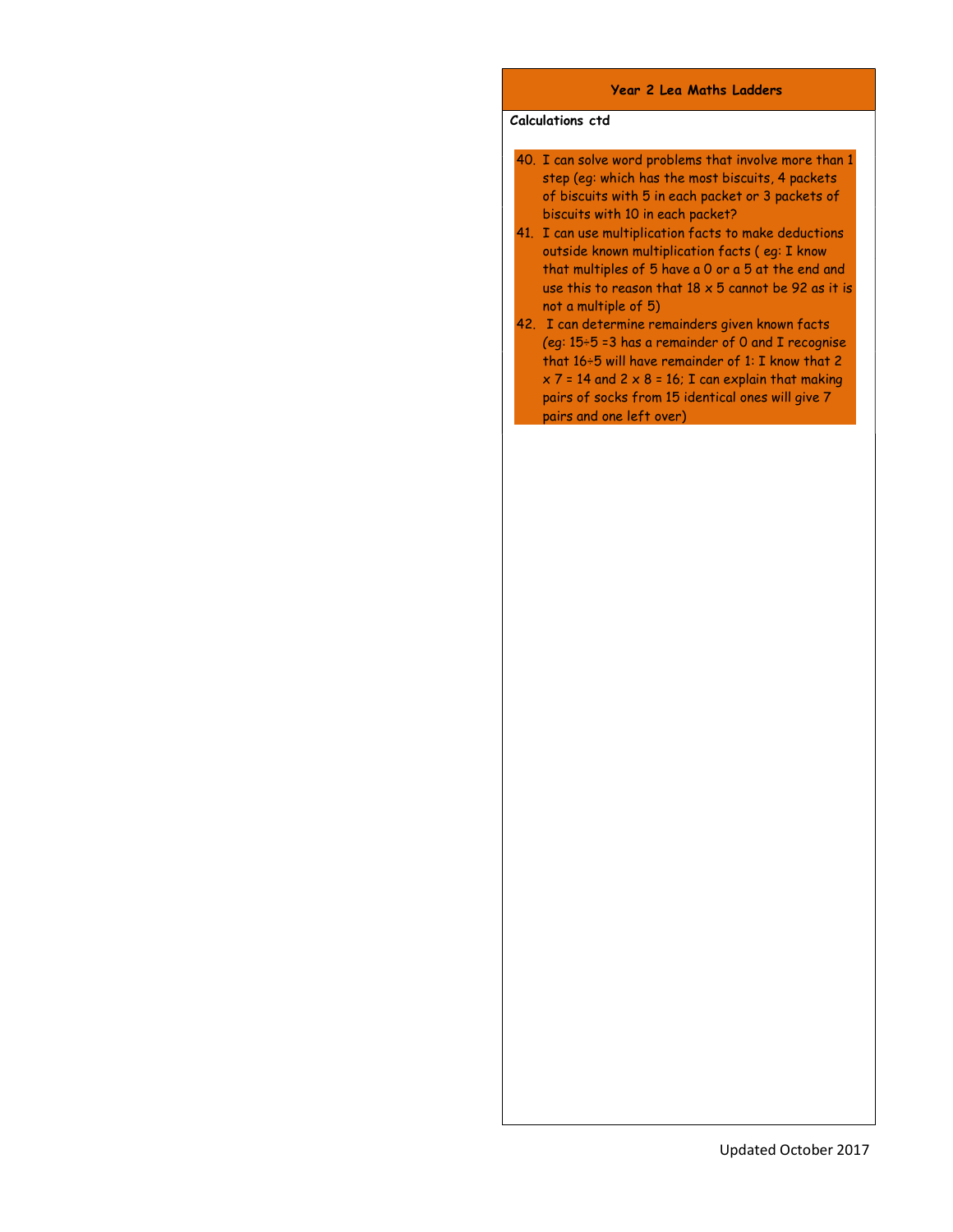## Year 2 Lea Maths Ladders

**Calculations ctd**

40. I can solve word problems that involve more than 1 step (eg: which has the most biscuits, 4 packets of biscuits with 5 in each packet or 3 packets of biscuits with 10 in each packet?
41. I can use multiplication facts to make deductions outside known multiplication facts ( eg: I know that multiples of 5 have a 0 or a 5 at the end and use this to reason that 18 x 5 cannot be 92 as it is not a multiple of 5)
42. I can determine remainders given known facts (eg: 15÷5 =3 has a remainder of 0 and I recognise that 16÷5 will have remainder of 1: I know that 2 x 7 = 14 and 2 x 8 = 16; I can explain that making pairs of socks from 15 identical ones will give 7 pairs and one left over)

Updated October 2017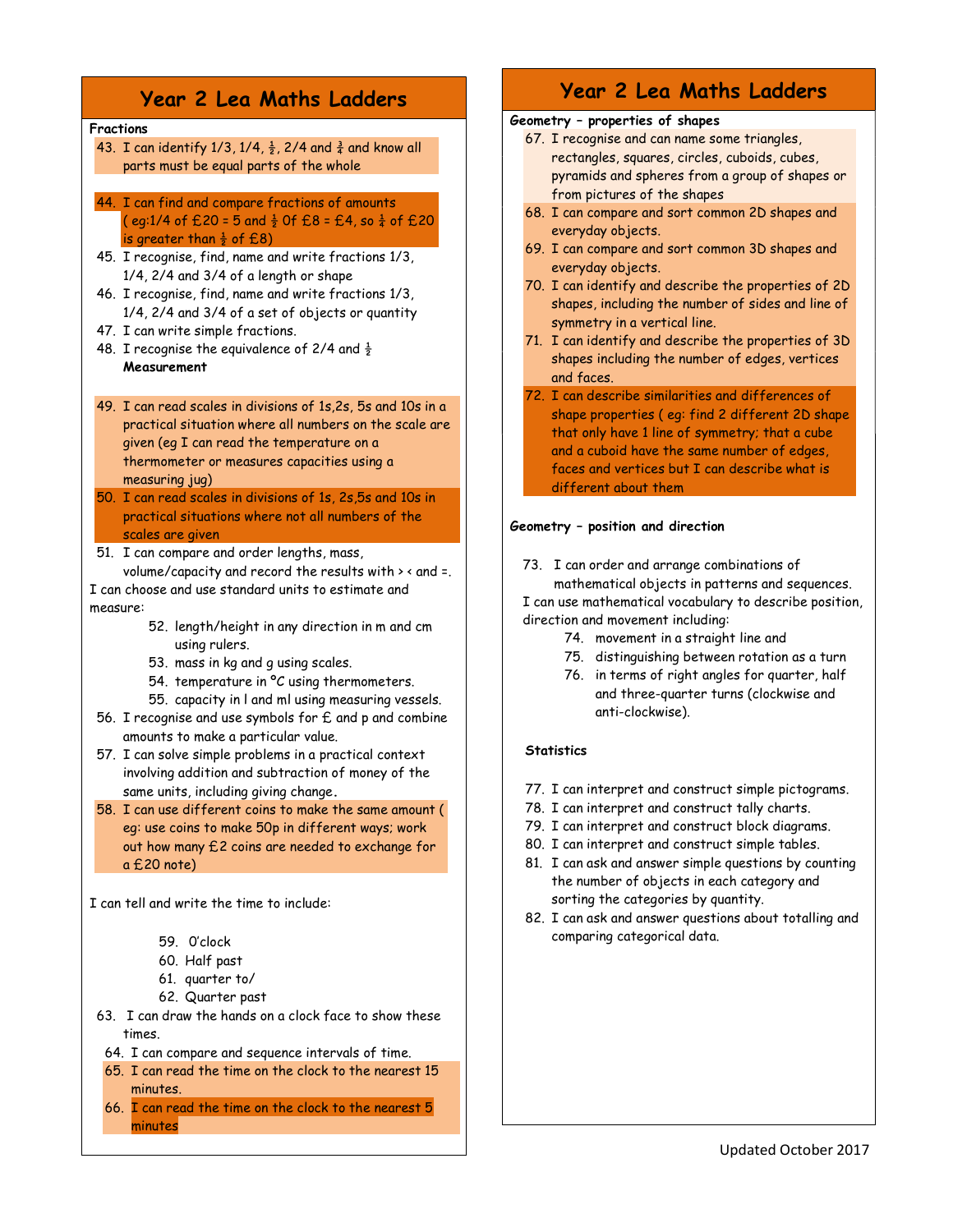# Year 2 Lea Maths Ladders

**Fractions**

43. I can identify 1/3, 1/4, ½, 2/4 and ¾ and know all parts must be equal parts of the whole
44. I can find and compare fractions of amounts ( eg:1/4 of £20 = 5 and ½ 0f £8 = £4, so ¼ of £20 is greater than ½ of £8)
45. I recognise, find, name and write fractions 1/3, 1/4, 2/4 and 3/4 of a length or shape
46. I recognise, find, name and write fractions 1/3, 1/4, 2/4 and 3/4 of a set of objects or quantity
47. I can write simple fractions.
48. I recognise the equivalence of 2/4 and ½

**Measurement**

49. I can read scales in divisions of 1s,2s, 5s and 10s in a practical situation where all numbers on the scale are given (eg I can read the temperature on a thermometer or measures capacities using a measuring jug)
50. I can read scales in divisions of 1s, 2s,5s and 10s in practical situations where not all numbers of the scales are given
51. I can compare and order lengths, mass, volume/capacity and record the results with > < and =.

I can choose and use standard units to estimate and measure:

52. length/height in any direction in m and cm using rulers.
53. mass in kg and g using scales.
54. temperature in °C using thermometers.
55. capacity in l and ml using measuring vessels.
56. I recognise and use symbols for £ and p and combine amounts to make a particular value.
57. I can solve simple problems in a practical context involving addition and subtraction of money of the same units, including giving change.
58. I can use different coins to make the same amount ( eg: use coins to make 50p in different ways; work out how many £2 coins are needed to exchange for a £20 note)

I can tell and write the time to include:

59. O'clock
60. Half past
61. quarter to/
62. Quarter past
63. I can draw the hands on a clock face to show these times.
64. I can compare and sequence intervals of time.
65. I can read the time on the clock to the nearest 15 minutes.
66. I can read the time on the clock to the nearest 5 minutes

# Year 2 Lea Maths Ladders

**Geometry – properties of shapes**

67. I recognise and can name some triangles, rectangles, squares, circles, cuboids, cubes, pyramids and spheres from a group of shapes or from pictures of the shapes
68. I can compare and sort common 2D shapes and everyday objects.
69. I can compare and sort common 3D shapes and everyday objects.
70. I can identify and describe the properties of 2D shapes, including the number of sides and line of symmetry in a vertical line.
71. I can identify and describe the properties of 3D shapes including the number of edges, vertices and faces.
72. I can describe similarities and differences of shape properties ( eg: find 2 different 2D shape that only have 1 line of symmetry; that a cube and a cuboid have the same number of edges, faces and vertices but I can describe what is different about them

**Geometry – position and direction**

73. I can order and arrange combinations of mathematical objects in patterns and sequences.

I can use mathematical vocabulary to describe position, direction and movement including:

74. movement in a straight line and
75. distinguishing between rotation as a turn
76. in terms of right angles for quarter, half and three-quarter turns (clockwise and anti-clockwise).

**Statistics**

77. I can interpret and construct simple pictograms.
78. I can interpret and construct tally charts.
79. I can interpret and construct block diagrams.
80. I can interpret and construct simple tables.
81. I can ask and answer simple questions by counting the number of objects in each category and sorting the categories by quantity.
82. I can ask and answer questions about totalling and comparing categorical data.

Updated October 2017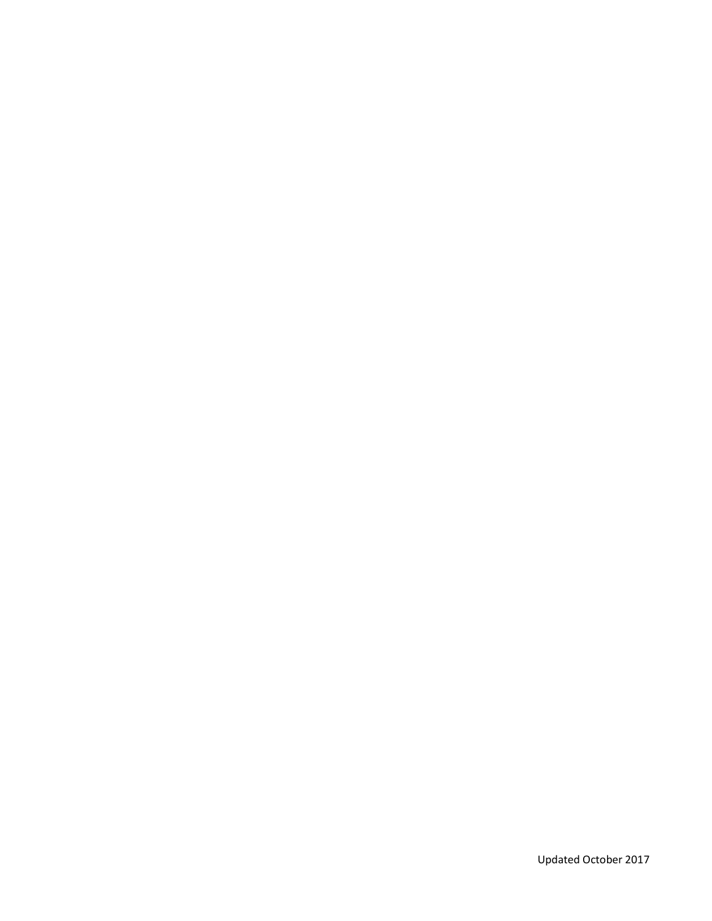Updated October 2017